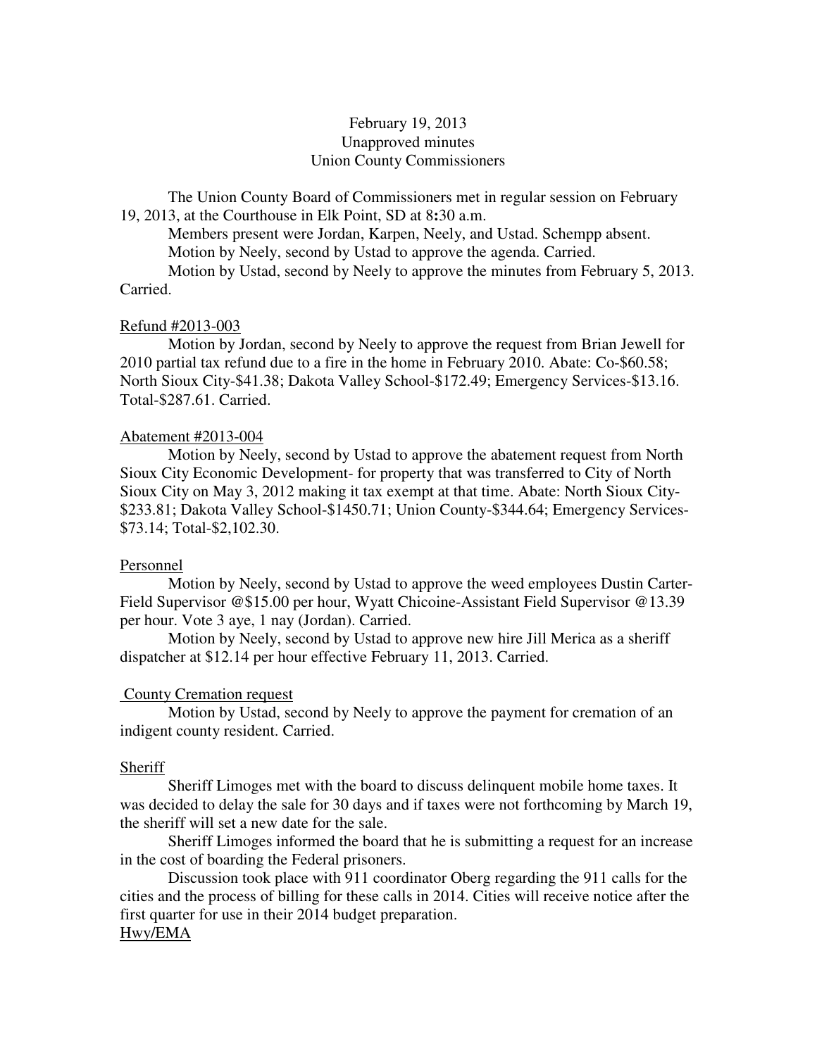February 19, 2013
Unapproved minutes
Union County Commissioners

The Union County Board of Commissioners met in regular session on February 19, 2013, at the Courthouse in Elk Point, SD at 8:30 a.m.

Members present were Jordan, Karpen, Neely, and Ustad. Schempp absent.

Motion by Neely, second by Ustad to approve the agenda. Carried.

Motion by Ustad, second by Neely to approve the minutes from February 5, 2013. Carried.

Refund #2013-003

Motion by Jordan, second by Neely to approve the request from Brian Jewell for 2010 partial tax refund due to a fire in the home in February 2010. Abate: Co-$60.58; North Sioux City-$41.38; Dakota Valley School-$172.49; Emergency Services-$13.16. Total-$287.61. Carried.

Abatement #2013-004

Motion by Neely, second by Ustad to approve the abatement request from North Sioux City Economic Development- for property that was transferred to City of North Sioux City on May 3, 2012 making it tax exempt at that time. Abate: North Sioux City-$233.81; Dakota Valley School-$1450.71; Union County-$344.64; Emergency Services-$73.14; Total-$2,102.30.

Personnel

Motion by Neely, second by Ustad to approve the weed employees Dustin Carter-Field Supervisor @$15.00 per hour, Wyatt Chicoine-Assistant Field Supervisor @13.39 per hour. Vote 3 aye, 1 nay (Jordan). Carried.

Motion by Neely, second by Ustad to approve new hire Jill Merica as a sheriff dispatcher at $12.14 per hour effective February 11, 2013. Carried.

County Cremation request

Motion by Ustad, second by Neely to approve the payment for cremation of an indigent county resident. Carried.

Sheriff

Sheriff Limoges met with the board to discuss delinquent mobile home taxes. It was decided to delay the sale for 30 days and if taxes were not forthcoming by March 19, the sheriff will set a new date for the sale.

Sheriff Limoges informed the board that he is submitting a request for an increase in the cost of boarding the Federal prisoners.

Discussion took place with 911 coordinator Oberg regarding the 911 calls for the cities and the process of billing for these calls in 2014. Cities will receive notice after the first quarter for use in their 2014 budget preparation.

Hwy/EMA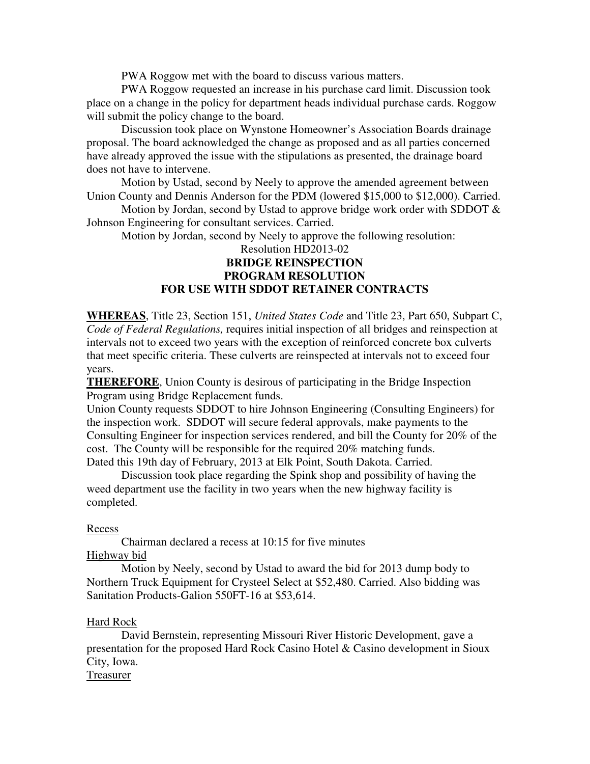PWA Roggow met with the board to discuss various matters.

PWA Roggow requested an increase in his purchase card limit. Discussion took place on a change in the policy for department heads individual purchase cards. Roggow will submit the policy change to the board.

Discussion took place on Wynstone Homeowner's Association Boards drainage proposal. The board acknowledged the change as proposed and as all parties concerned have already approved the issue with the stipulations as presented, the drainage board does not have to intervene.

Motion by Ustad, second by Neely to approve the amended agreement between Union County and Dennis Anderson for the PDM (lowered $15,000 to $12,000). Carried.

Motion by Jordan, second by Ustad to approve bridge work order with SDDOT & Johnson Engineering for consultant services. Carried.

Motion by Jordan, second by Neely to approve the following resolution:

Resolution HD2013-02

**BRIDGE REINSPECTION**
**PROGRAM RESOLUTION**
**FOR USE WITH SDDOT RETAINER CONTRACTS**

**WHEREAS**, Title 23, Section 151, *United States Code* and Title 23, Part 650, Subpart C, *Code of Federal Regulations,* requires initial inspection of all bridges and reinspection at intervals not to exceed two years with the exception of reinforced concrete box culverts that meet specific criteria. These culverts are reinspected at intervals not to exceed four years.

**THEREFORE**, Union County is desirous of participating in the Bridge Inspection Program using Bridge Replacement funds.

Union County requests SDDOT to hire Johnson Engineering (Consulting Engineers) for the inspection work. SDDOT will secure federal approvals, make payments to the Consulting Engineer for inspection services rendered, and bill the County for 20% of the cost. The County will be responsible for the required 20% matching funds.

Dated this 19th day of February, 2013 at Elk Point, South Dakota. Carried.

Discussion took place regarding the Spink shop and possibility of having the weed department use the facility in two years when the new highway facility is completed.

Recess

Chairman declared a recess at 10:15 for five minutes

Highway bid

Motion by Neely, second by Ustad to award the bid for 2013 dump body to Northern Truck Equipment for Crysteel Select at $52,480. Carried. Also bidding was Sanitation Products-Galion 550FT-16 at $53,614.

Hard Rock

David Bernstein, representing Missouri River Historic Development, gave a presentation for the proposed Hard Rock Casino Hotel & Casino development in Sioux City, Iowa.

Treasurer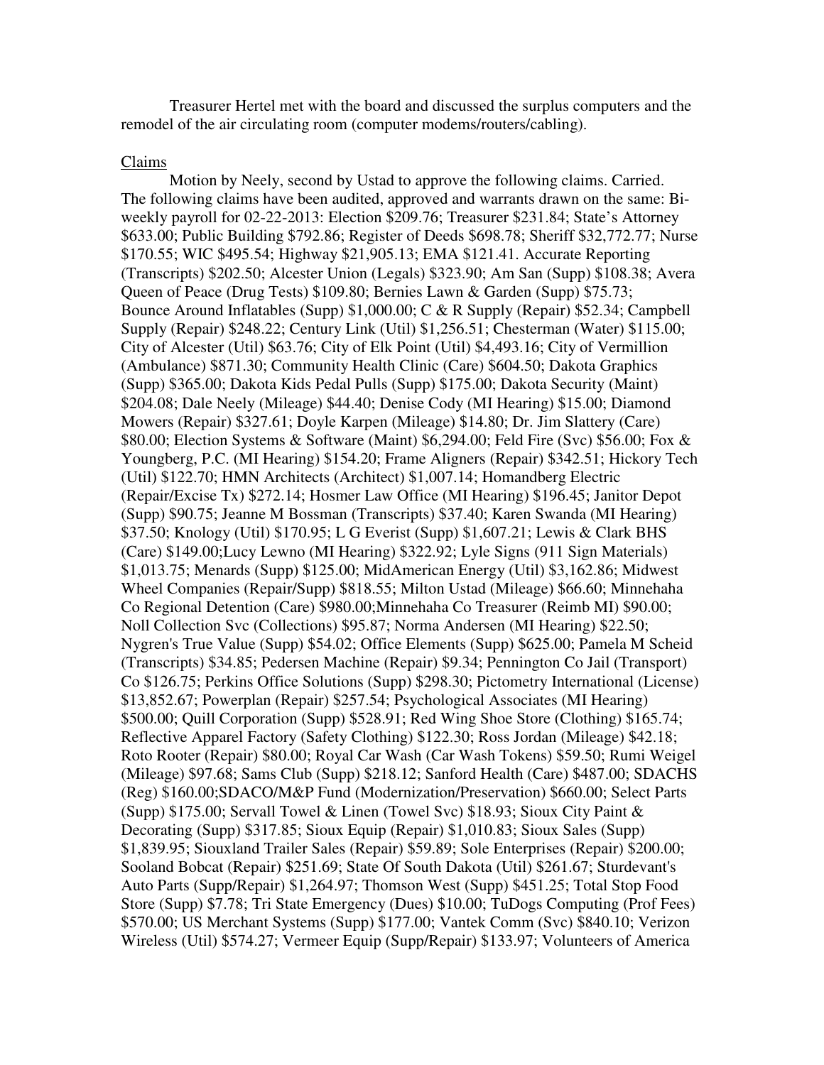Treasurer Hertel met with the board and discussed the surplus computers and the remodel of the air circulating room (computer modems/routers/cabling).

Claims

Motion by Neely, second by Ustad to approve the following claims. Carried. The following claims have been audited, approved and warrants drawn on the same: Bi-weekly payroll for 02-22-2013: Election $209.76; Treasurer $231.84; State's Attorney $633.00; Public Building $792.86; Register of Deeds $698.78; Sheriff $32,772.77; Nurse $170.55; WIC $495.54; Highway $21,905.13; EMA $121.41. Accurate Reporting (Transcripts) $202.50; Alcester Union (Legals) $323.90; Am San (Supp) $108.38; Avera Queen of Peace (Drug Tests) $109.80; Bernies Lawn & Garden (Supp) $75.73; Bounce Around Inflatables (Supp) $1,000.00; C & R Supply (Repair) $52.34; Campbell Supply (Repair) $248.22; Century Link (Util) $1,256.51; Chesterman (Water) $115.00; City of Alcester (Util) $63.76; City of Elk Point (Util) $4,493.16; City of Vermillion (Ambulance) $871.30; Community Health Clinic (Care) $604.50; Dakota Graphics (Supp) $365.00; Dakota Kids Pedal Pulls (Supp) $175.00; Dakota Security (Maint) $204.08; Dale Neely (Mileage) $44.40; Denise Cody (MI Hearing) $15.00; Diamond Mowers (Repair) $327.61; Doyle Karpen (Mileage) $14.80; Dr. Jim Slattery (Care) $80.00; Election Systems & Software (Maint) $6,294.00; Feld Fire (Svc) $56.00; Fox & Youngberg, P.C. (MI Hearing) $154.20; Frame Aligners (Repair) $342.51; Hickory Tech (Util) $122.70; HMN Architects (Architect) $1,007.14; Homandberg Electric (Repair/Excise Tx) $272.14; Hosmer Law Office (MI Hearing) $196.45; Janitor Depot (Supp) $90.75; Jeanne M Bossman (Transcripts) $37.40; Karen Swanda (MI Hearing) $37.50; Knology (Util) $170.95; L G Everist (Supp) $1,607.21; Lewis & Clark BHS (Care) $149.00;Lucy Lewno (MI Hearing) $322.92; Lyle Signs (911 Sign Materials) $1,013.75; Menards (Supp) $125.00; MidAmerican Energy (Util) $3,162.86; Midwest Wheel Companies (Repair/Supp) $818.55; Milton Ustad (Mileage) $66.60; Minnehaha Co Regional Detention (Care) $980.00;Minnehaha Co Treasurer (Reimb MI) $90.00; Noll Collection Svc (Collections) $95.87; Norma Andersen (MI Hearing) $22.50; Nygren's True Value (Supp) $54.02; Office Elements (Supp) $625.00; Pamela M Scheid (Transcripts) $34.85; Pedersen Machine (Repair) $9.34; Pennington Co Jail (Transport) Co $126.75; Perkins Office Solutions (Supp) $298.30; Pictometry International (License) $13,852.67; Powerplan (Repair) $257.54; Psychological Associates (MI Hearing) $500.00; Quill Corporation (Supp) $528.91; Red Wing Shoe Store (Clothing) $165.74; Reflective Apparel Factory (Safety Clothing) $122.30; Ross Jordan (Mileage) $42.18; Roto Rooter (Repair) $80.00; Royal Car Wash (Car Wash Tokens) $59.50; Rumi Weigel (Mileage) $97.68; Sams Club (Supp) $218.12; Sanford Health (Care) $487.00; SDACHS (Reg) $160.00;SDACO/M&P Fund (Modernization/Preservation) $660.00; Select Parts (Supp) $175.00; Servall Towel & Linen (Towel Svc) $18.93; Sioux City Paint & Decorating (Supp) $317.85; Sioux Equip (Repair) $1,010.83; Sioux Sales (Supp) $1,839.95; Siouxland Trailer Sales (Repair) $59.89; Sole Enterprises (Repair) $200.00; Sooland Bobcat (Repair) $251.69; State Of South Dakota (Util) $261.67; Sturdevant's Auto Parts (Supp/Repair) $1,264.97; Thomson West (Supp) $451.25; Total Stop Food Store (Supp) $7.78; Tri State Emergency (Dues) $10.00; TuDogs Computing (Prof Fees) $570.00; US Merchant Systems (Supp) $177.00; Vantek Comm (Svc) $840.10; Verizon Wireless (Util) $574.27; Vermeer Equip (Supp/Repair) $133.97; Volunteers of America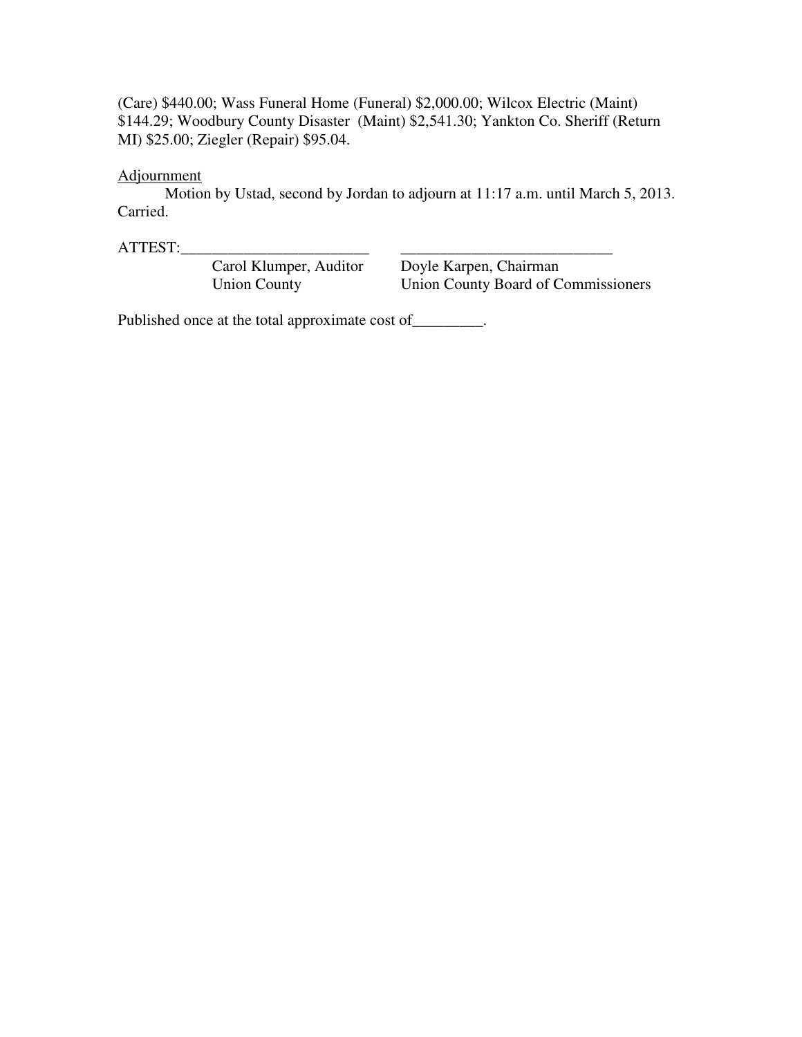(Care) $440.00; Wass Funeral Home (Funeral) $2,000.00; Wilcox Electric (Maint) $144.29; Woodbury County Disaster (Maint) $2,541.30; Yankton Co. Sheriff (Return MI) $25.00; Ziegler (Repair) $95.04.

<u>Adjournment</u>

Motion by Ustad, second by Jordan to adjourn at 11:17 a.m. until March 5, 2013. Carried.

ATTEST:________________________ ___________________________

Carol Klumper, Auditor
Union County

Doyle Karpen, Chairman
Union County Board of Commissioners

Published once at the total approximate cost of_________.